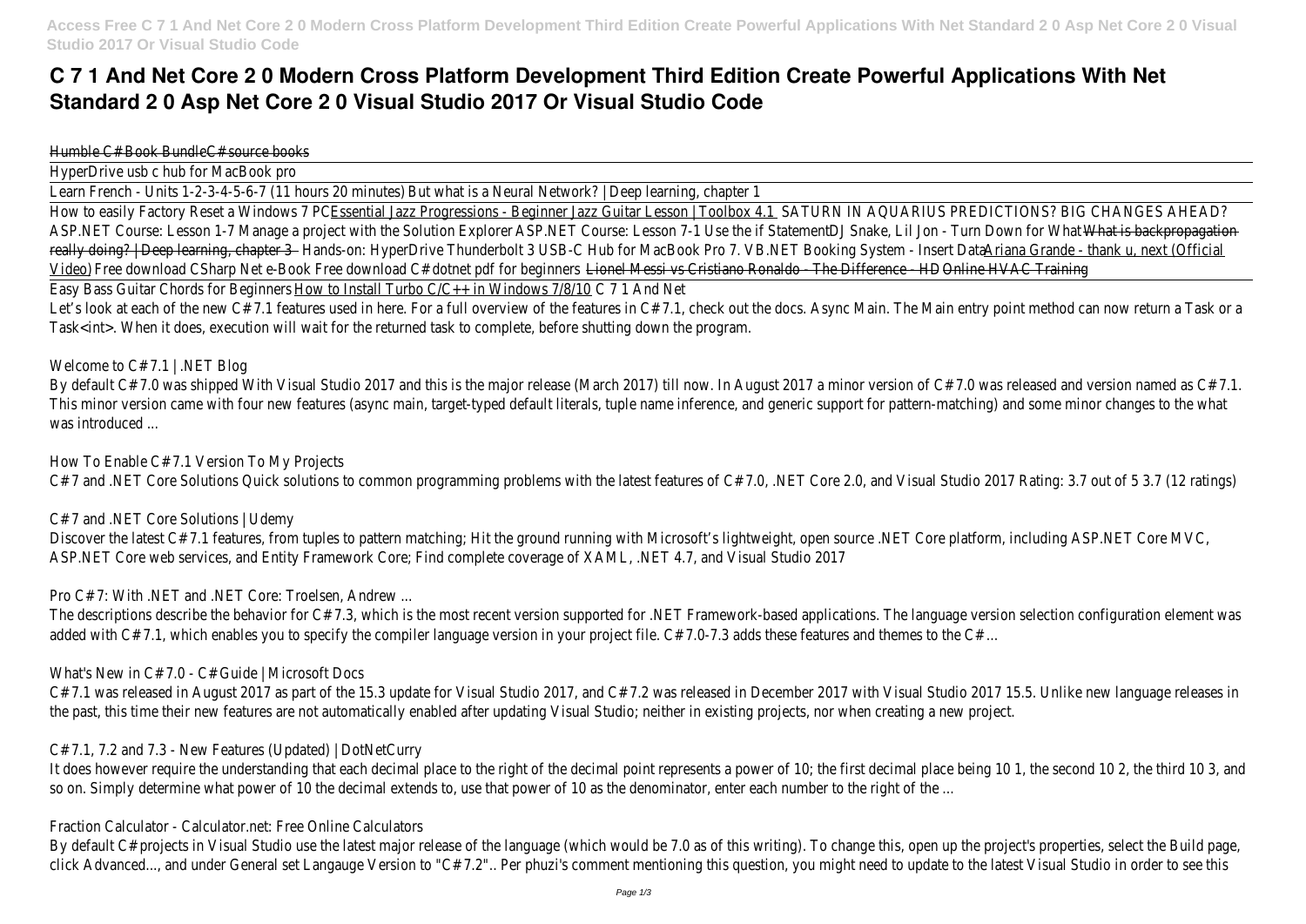# C 7 1 And Net Core 2 0 Modern Cross Platform Development Third Edition Create Powerful Applications With Net Standard 2 0 Asp Net Core 2 0 Visual Studio 2017 Or Visual Studio Code

Humble C# Book Bundle C# source books

HyperDrive usb c hub for MacBook pro

Learn French - Units 1-2-3-4-5-6-7 (11 hours 20 minutes) But what is a Neural Network? | Deep learning, chapter 1

How to easily Factory Reset a Windows 7 PC Essential Jazz Progressions - Beginner Jazz Guitar Lesson | Toolbox 4.1 SATURN IN AQUARIUS PREDICTIONS? BIG CHANGES AHEAD? ASP.NET Course: Lesson 1-7 Manage a project with the Solution Explorer ASP.NET Course: Lesson 7-1 Use the if Statement DJ Snake, Lil Jon - Turn Down for What What is backpropagation really doing? | Deep learning, chapter 3 Hands-on: HyperDrive Thunderbolt 3 USB-C Hub for MacBook Pro 7. VB.NET Booking System - Insert Data Ariana Grande - thank u, next (Official Video) Free download CSharp Net e-Book Free download C# dotnet pdf for beginners Lionel Messi vs Cristiano Ronaldo - The Difference - HD Online HVAC Training

Easy Bass Guitar Chords for Beginners How to Install Turbo C/C++ in Windows 7/8/10 C 7 1 And Net

Let's look at each of the new C# 7.1 features used in here. For a full overview of the features in C# 7.1, check out the docs. Async Main. The Main entry point method can now return a Task or a Task<int>. When it does, execution will wait for the returned task to complete, before shutting down the program.

Welcome to C# 7.1 | .NET Blog

By default C# 7.0 was shipped With Visual Studio 2017 and this is the major release (March 2017) till now. In August 2017 a minor version of C# 7.0 was released and version named as C# 7.1. This minor version came with four new features (async main, target-typed default literals, tuple name inference, and generic support for pattern-matching) and some minor changes to the what was introduced ...

How To Enable C# 7.1 Version To My Projects

C# 7 and .NET Core Solutions Quick solutions to common programming problems with the latest features of C# 7.0, .NET Core 2.0, and Visual Studio 2017 Rating: 3.7 out of 5 3.7 (12 ratings)

C# 7 and .NET Core Solutions | Udemy

Discover the latest C# 7.1 features, from tuples to pattern matching; Hit the ground running with Microsoft's lightweight, open source .NET Core platform, including ASP.NET Core MVC, ASP.NET Core web services, and Entity Framework Core; Find complete coverage of XAML, .NET 4.7, and Visual Studio 2017

Pro C# 7: With .NET and .NET Core: Troelsen, Andrew ...

The descriptions describe the behavior for C# 7.3, which is the most recent version supported for .NET Framework-based applications. The language version selection configuration element was added with C# 7.1, which enables you to specify the compiler language version in your project file. C# 7.0-7.3 adds these features and themes to the C# ...

What's New in C# 7.0 - C# Guide | Microsoft Docs

C# 7.1 was released in August 2017 as part of the 15.3 update for Visual Studio 2017, and C# 7.2 was released in December 2017 with Visual Studio 2017 15.5. Unlike new language releases in the past, this time their new features are not automatically enabled after updating Visual Studio; neither in existing projects, nor when creating a new project.

C# 7.1, 7.2 and 7.3 - New Features (Updated) | DotNetCurry

It does however require the understanding that each decimal place to the right of the decimal point represents a power of 10; the first decimal place being 10 1, the second 10 2, the third 10 3, and so on. Simply determine what power of 10 the decimal extends to, use that power of 10 as the denominator, enter each number to the right of the ...

Fraction Calculator - Calculator.net: Free Online Calculators

By default C# projects in Visual Studio use the latest major release of the language (which would be 7.0 as of this writing). To change this, open up the project's properties, select the Build page, click Advanced..., and under General set Langauge Version to "C# 7.2".. Per phuzi's comment mentioning this question, you might need to update to the latest Visual Studio in order to see this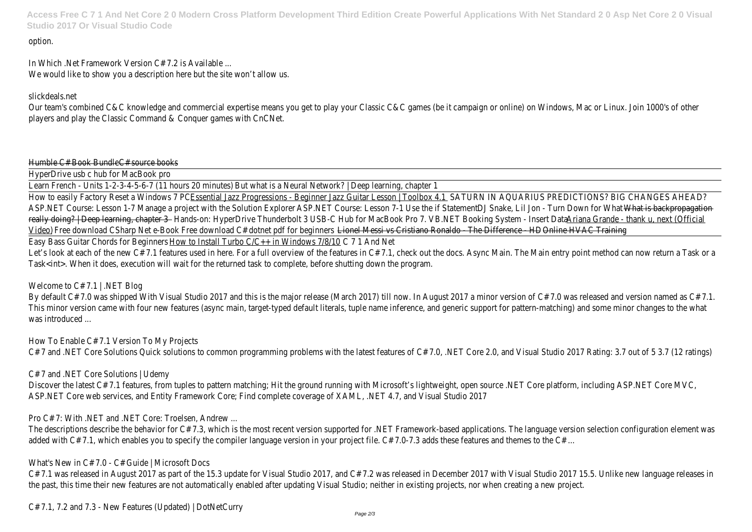option.

In Which .Net Framework Version C# 7.2 is Available ...
We would like to show you a description here but the site won't allow us.

slickdeals.net
Our team's combined C&C knowledge and commercial expertise means you get to play your Classic C&C games (be it campaign or online) on Windows, Mac or Linux. Join 1000's of other players and play the Classic Command & Conquer games with CnCNet.

Humble C# Book BundleC# source books

HyperDrive usb c hub for MacBook pro

Learn French - Units 1-2-3-4-5-6-7 (11 hours 20 minutes) But what is a Neural Network? | Deep learning, chapter 1

How to easily Factory Reset a Windows 7 PC Essential Jazz Progressions - Beginner Jazz Guitar Lesson | Toolbox 4.1 SATURN IN AQUARIUS PREDICTIONS? BIG CHANGES AHEAD? ASP.NET Course: Lesson 1-7 Manage a project with the Solution Explorer ASP.NET Course: Lesson 7-1 Use the if Statement DJ Snake, Lil Jon - Turn Down for What What is backpropagation really doing? | Deep learning, chapter 3 Hands-on: HyperDrive Thunderbolt 3 USB-C Hub for MacBook Pro 7. VB.NET Booking System - Insert Data Ariana Grande - thank u, next (Official Video) Free download CSharp Net e-Book Free download C# dotnet pdf for beginners Lionel Messi vs Cristiano Ronaldo - The Difference - HD Online HVAC Training

Easy Bass Guitar Chords for Beginners How to Install Turbo C/C++ in Windows 7/8/10 C 7 1 And Net

Let's look at each of the new C# 7.1 features used in here. For a full overview of the features in C# 7.1, check out the docs. Async Main. The Main entry point method can now return a Task or a Task<int>. When it does, execution will wait for the returned task to complete, before shutting down the program.

Welcome to C# 7.1 | .NET Blog
By default C# 7.0 was shipped With Visual Studio 2017 and this is the major release (March 2017) till now. In August 2017 a minor version of C# 7.0 was released and version named as C# 7.1. This minor version came with four new features (async main, target-typed default literals, tuple name inference, and generic support for pattern-matching) and some minor changes to the what was introduced ...

How To Enable C# 7.1 Version To My Projects
C# 7 and .NET Core Solutions Quick solutions to common programming problems with the latest features of C# 7.0, .NET Core 2.0, and Visual Studio 2017 Rating: 3.7 out of 5 3.7 (12 ratings)

C# 7 and .NET Core Solutions | Udemy
Discover the latest C# 7.1 features, from tuples to pattern matching; Hit the ground running with Microsoft's lightweight, open source .NET Core platform, including ASP.NET Core MVC, ASP.NET Core web services, and Entity Framework Core; Find complete coverage of XAML, .NET 4.7, and Visual Studio 2017

Pro C# 7: With .NET and .NET Core: Troelsen, Andrew ...
The descriptions describe the behavior for C# 7.3, which is the most recent version supported for .NET Framework-based applications. The language version selection configuration element was added with C# 7.1, which enables you to specify the compiler language version in your project file. C# 7.0-7.3 adds these features and themes to the C# ...

What's New in C# 7.0 - C# Guide | Microsoft Docs
C# 7.1 was released in August 2017 as part of the 15.3 update for Visual Studio 2017, and C# 7.2 was released in December 2017 with Visual Studio 2017 15.5. Unlike new language releases in the past, this time their new features are not automatically enabled after updating Visual Studio; neither in existing projects, nor when creating a new project.

C# 7.1, 7.2 and 7.3 - New Features (Updated) | DotNetCurry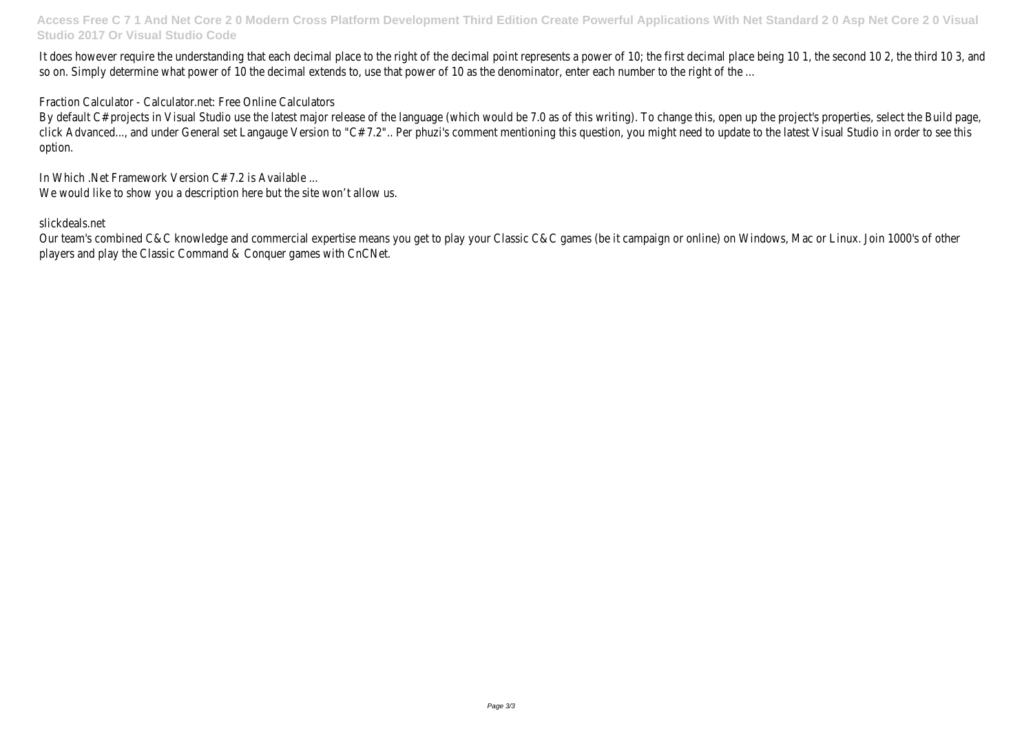It does however require the understanding that each decimal place to the right of the decimal point represents a power of 10; the first decimal place being 10 1, the second 10 2, the third 10 3, and so on. Simply determine what power of 10 the decimal extends to, use that power of 10 as the denominator, enter each number to the right of the ...

Fraction Calculator - Calculator.net: Free Online Calculators

By default C# projects in Visual Studio use the latest major release of the language (which would be 7.0 as of this writing). To change this, open up the project's properties, select the Build page, click Advanced..., and under General set Langauge Version to "C# 7.2".. Per phuzi's comment mentioning this question, you might need to update to the latest Visual Studio in order to see this option.

In Which .Net Framework Version C# 7.2 is Available ...

We would like to show you a description here but the site won't allow us.

slickdeals.net

Our team's combined C&C knowledge and commercial expertise means you get to play your Classic C&C games (be it campaign or online) on Windows, Mac or Linux. Join 1000's of other players and play the Classic Command & Conquer games with CnCNet.